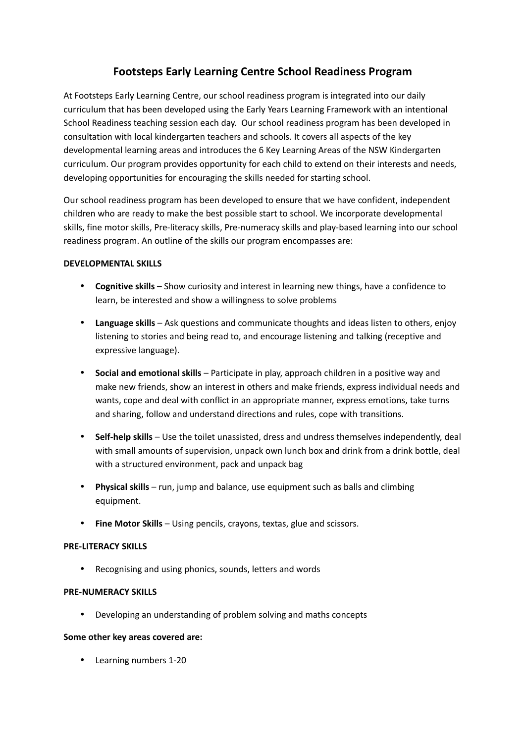# Footsteps Early Learning Centre School Readiness Program

At Footsteps Early Learning Centre, our school readiness program is integrated into our daily curriculum that has been developed using the Early Years Learning Framework with an intentional School Readiness teaching session each day. Our school readiness program has been developed in consultation with local kindergarten teachers and schools. It covers all aspects of the key developmental learning areas and introduces the 6 Key Learning Areas of the NSW Kindergarten curriculum. Our program provides opportunity for each child to extend on their interests and needs, developing opportunities for encouraging the skills needed for starting school.

Our school readiness program has been developed to ensure that we have confident, independent children who are ready to make the best possible start to school. We incorporate developmental skills, fine motor skills, Pre-literacy skills, Pre-numeracy skills and play-based learning into our school readiness program. An outline of the skills our program encompasses are:

**DEVELOPMENTAL SKILLS**

- **Cognitive skills** – Show curiosity and interest in learning new things, have a confidence to learn, be interested and show a willingness to solve problems
- **Language skills** – Ask questions and communicate thoughts and ideas listen to others, enjoy listening to stories and being read to, and encourage listening and talking (receptive and expressive language).
- **Social and emotional skills** – Participate in play, approach children in a positive way and make new friends, show an interest in others and make friends, express individual needs and wants, cope and deal with conflict in an appropriate manner, express emotions, take turns and sharing, follow and understand directions and rules, cope with transitions.
- **Self-help skills** – Use the toilet unassisted, dress and undress themselves independently, deal with small amounts of supervision, unpack own lunch box and drink from a drink bottle, deal with a structured environment, pack and unpack bag
- **Physical skills** – run, jump and balance, use equipment such as balls and climbing equipment.
- **Fine Motor Skills** – Using pencils, crayons, textas, glue and scissors.

**PRE-LITERACY SKILLS**

- Recognising and using phonics, sounds, letters and words

**PRE-NUMERACY SKILLS**

- Developing an understanding of problem solving and maths concepts

**Some other key areas covered are:**

- Learning numbers 1-20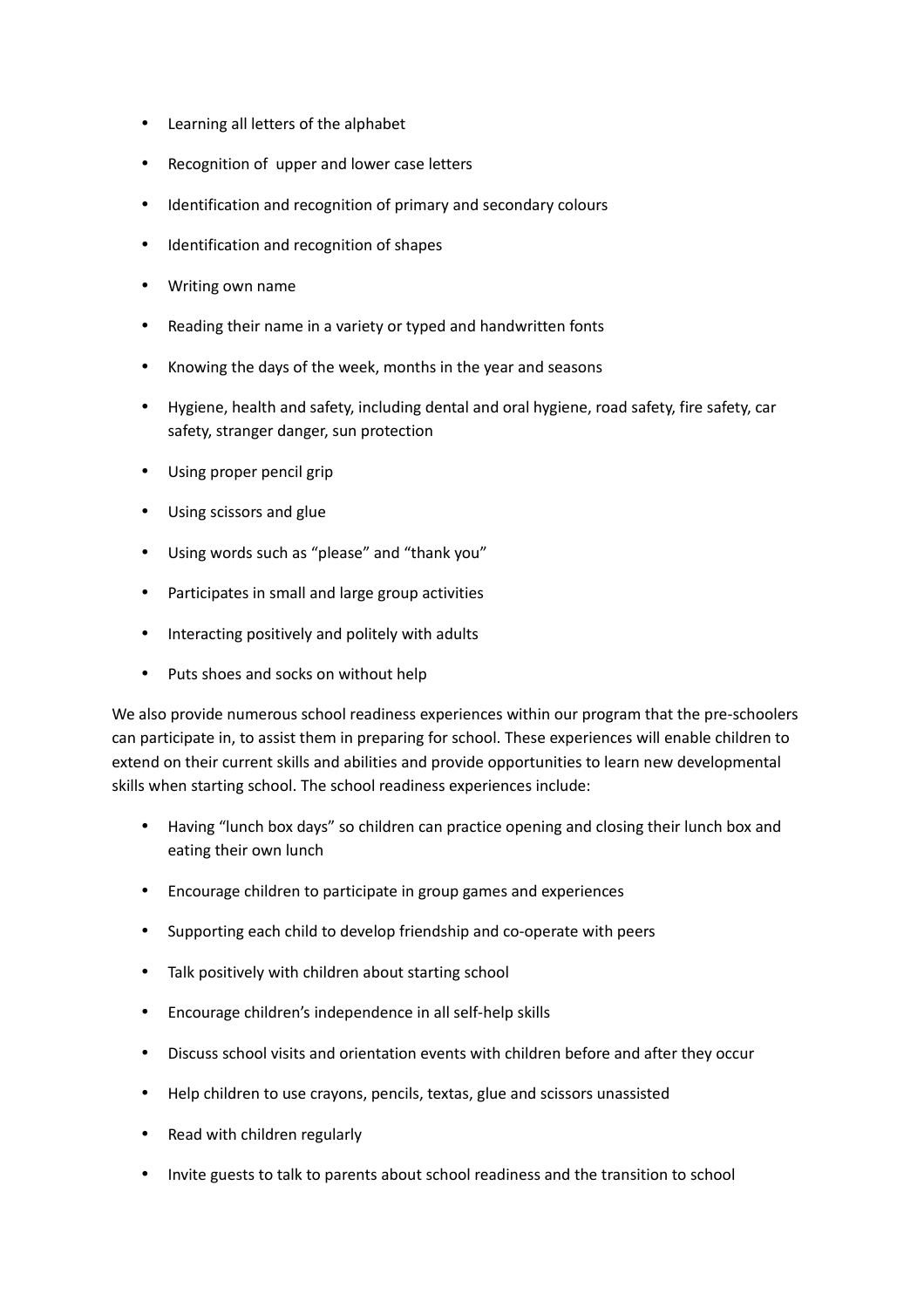- Learning all letters of the alphabet
- Recognition of  upper and lower case letters
- Identification and recognition of primary and secondary colours
- Identification and recognition of shapes
- Writing own name
- Reading their name in a variety or typed and handwritten fonts
- Knowing the days of the week, months in the year and seasons
- Hygiene, health and safety, including dental and oral hygiene, road safety, fire safety, car safety, stranger danger, sun protection
- Using proper pencil grip
- Using scissors and glue
- Using words such as "please" and "thank you"
- Participates in small and large group activities
- Interacting positively and politely with adults
- Puts shoes and socks on without help

We also provide numerous school readiness experiences within our program that the pre-schoolers can participate in, to assist them in preparing for school. These experiences will enable children to extend on their current skills and abilities and provide opportunities to learn new developmental skills when starting school. The school readiness experiences include:

- Having "lunch box days" so children can practice opening and closing their lunch box and eating their own lunch
- Encourage children to participate in group games and experiences
- Supporting each child to develop friendship and co-operate with peers
- Talk positively with children about starting school
- Encourage children's independence in all self-help skills
- Discuss school visits and orientation events with children before and after they occur
- Help children to use crayons, pencils, textas, glue and scissors unassisted
- Read with children regularly
- Invite guests to talk to parents about school readiness and the transition to school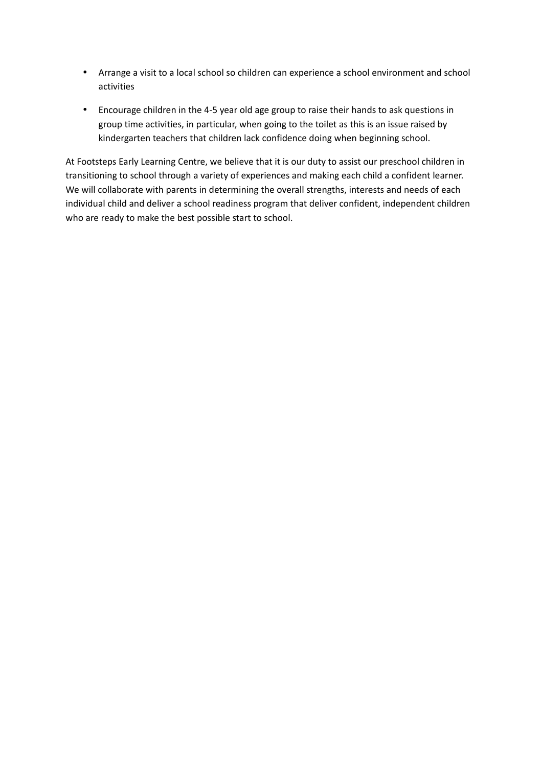- Arrange a visit to a local school so children can experience a school environment and school activities
- Encourage children in the 4-5 year old age group to raise their hands to ask questions in group time activities, in particular, when going to the toilet as this is an issue raised by kindergarten teachers that children lack confidence doing when beginning school.

At Footsteps Early Learning Centre, we believe that it is our duty to assist our preschool children in transitioning to school through a variety of experiences and making each child a confident learner. We will collaborate with parents in determining the overall strengths, interests and needs of each individual child and deliver a school readiness program that deliver confident, independent children who are ready to make the best possible start to school.